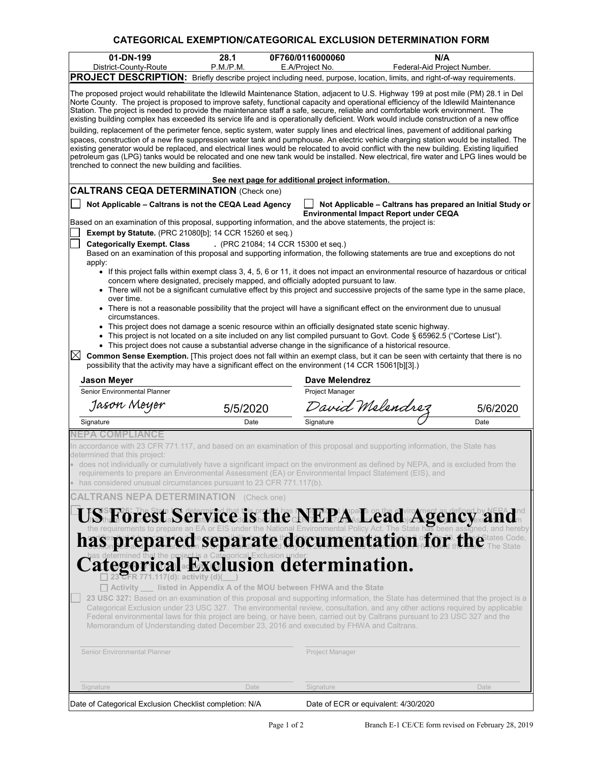# CATEGORICAL EXEMPTION/CATEGORICAL EXCLUSION DETERMINATION FORM

| 01-DN-199 | 28.1 | 0F760/0116000060 | N/A |
|---|---|---|---|
| District-County-Route | P.M./P.M. | E.A/Project No. | Federal-Aid Project Number. |

**PROJECT DESCRIPTION:** Briefly describe project including need, purpose, location, limits, and right-of-way requirements.

The proposed project would rehabilitate the Idlewild Maintenance Station, adjacent to U.S. Highway 199 at post mile (PM) 28.1 in Del Norte County. The project is proposed to improve safety, functional capacity and operational efficiency of the Idlewild Maintenance Station. The project is needed to provide the maintenance staff a safe, secure, reliable and comfortable work environment. The existing building complex has exceeded its service life and is operationally deficient. Work would include construction of a new office building, replacement of the perimeter fence, septic system, water supply lines and electrical lines, pavement of additional parking spaces, construction of a new fire suppression water tank and pumphouse. An electric vehicle charging station would be installed. The existing generator would be replaced, and electrical lines would be relocated to avoid conflict with the new building. Existing liquified petroleum gas (LPG) tanks would be relocated and one new tank would be installed. New electrical, fire water and LPG lines would be trenched to connect the new building and facilities.

**See next page for additional project information.**

## CALTRANS CEQA DETERMINATION (Check one)

☐ **Not Applicable – Caltrans is not the CEQA Lead Agency** ☐ **Not Applicable – Caltrans has prepared an Initial Study or Environmental Impact Report under CEQA**

Based on an examination of this proposal, supporting information, and the above statements, the project is:

☐ **Exempt by Statute.** (PRC 21080[b]; 14 CCR 15260 et seq.)

☐ **Categorically Exempt. Class .** (PRC 21084; 14 CCR 15300 et seq.)

Based on an examination of this proposal and supporting information, the following statements are true and exceptions do not apply:

- If this project falls within exempt class 3, 4, 5, 6 or 11, it does not impact an environmental resource of hazardous or critical concern where designated, precisely mapped, and officially adopted pursuant to law.
- There will not be a significant cumulative effect by this project and successive projects of the same type in the same place, over time.
- There is not a reasonable possibility that the project will have a significant effect on the environment due to unusual circumstances.
- This project does not damage a scenic resource within an officially designated state scenic highway.
- This project is not located on a site included on any list compiled pursuant to Govt. Code § 65962.5 ("Cortese List").
- This project does not cause a substantial adverse change in the significance of a historical resource.

☒ **Common Sense Exemption.** [This project does not fall within an exempt class, but it can be seen with certainty that there is no possibility that the activity may have a significant effect on the environment (14 CCR 15061[b][3].)

| **Jason Meyer** | | **Dave Melendrez** | |
|---|---|---|---|
| Senior Environmental Planner | | Project Manager | |
| *Jason Meyer* | 5/5/2020 | *David Melendrez* | 5/6/2020 |
| Signature | Date | Signature | Date |

## NEPA COMPLIANCE

In accordance with 23 CFR 771.117, and based on an examination of this proposal and supporting information, the State has determined that this project:

- does not individually or cumulatively have a significant impact on the environment as defined by NEPA, and is excluded from the requirements to prepare an Environmental Assessment (EA) or Environmental Impact Statement (EIS), and
- has considered unusual circumstances pursuant to 23 CFR 771.117(b).

## CALTRANS NEPA DETERMINATION (Check one)

# US Forest Service is the NEPA Lead Agency and has prepared separate documentation for the Categorical Exclusion determination.

☐ 23 USC 326: The State has determined that this project has no significant impacts on the environment as defined by NEPA and that there are no unusual circumstances as described in 23 CFR 771.117(b). As such, the project is categorically excluded from the requirements to prepare an EA or EIS under the National Environmental Policy Act. The State has been assigned, and hereby certifies that it has carried out the responsibility to make this determination pursuant to Chapter 3 of Title 23, United States Code, Section 326 and a Memorandum of Understanding dated May 31, 2016, executed between the FHWA and the State. The State has determined that the project is a Categorical Exclusion under:

☐ 23 CFR 771.117(c): activity (c)(___)

☐ 23 CFR 771.117(d): activity (d)(___)

☐ Activity ___ listed in Appendix A of the MOU between FHWA and the State

☐ **23 USC 327:** Based on an examination of this proposal and supporting information, the State has determined that the project is a Categorical Exclusion under 23 USC 327. The environmental review, consultation, and any other actions required by applicable Federal environmental laws for this project are being, or have been, carried out by Caltrans pursuant to 23 USC 327 and the Memorandum of Understanding dated December 23, 2016 and executed by FHWA and Caltrans.

| | | | |
|---|---|---|---|
| Senior Environmental Planner | | Project Manager | |
| Signature | Date | Signature | Date |

Date of Categorical Exclusion Checklist completion: N/A Date of ECR or equivalent: 4/30/2020

Branch E-1 CE/CE form revised on February 28, 2019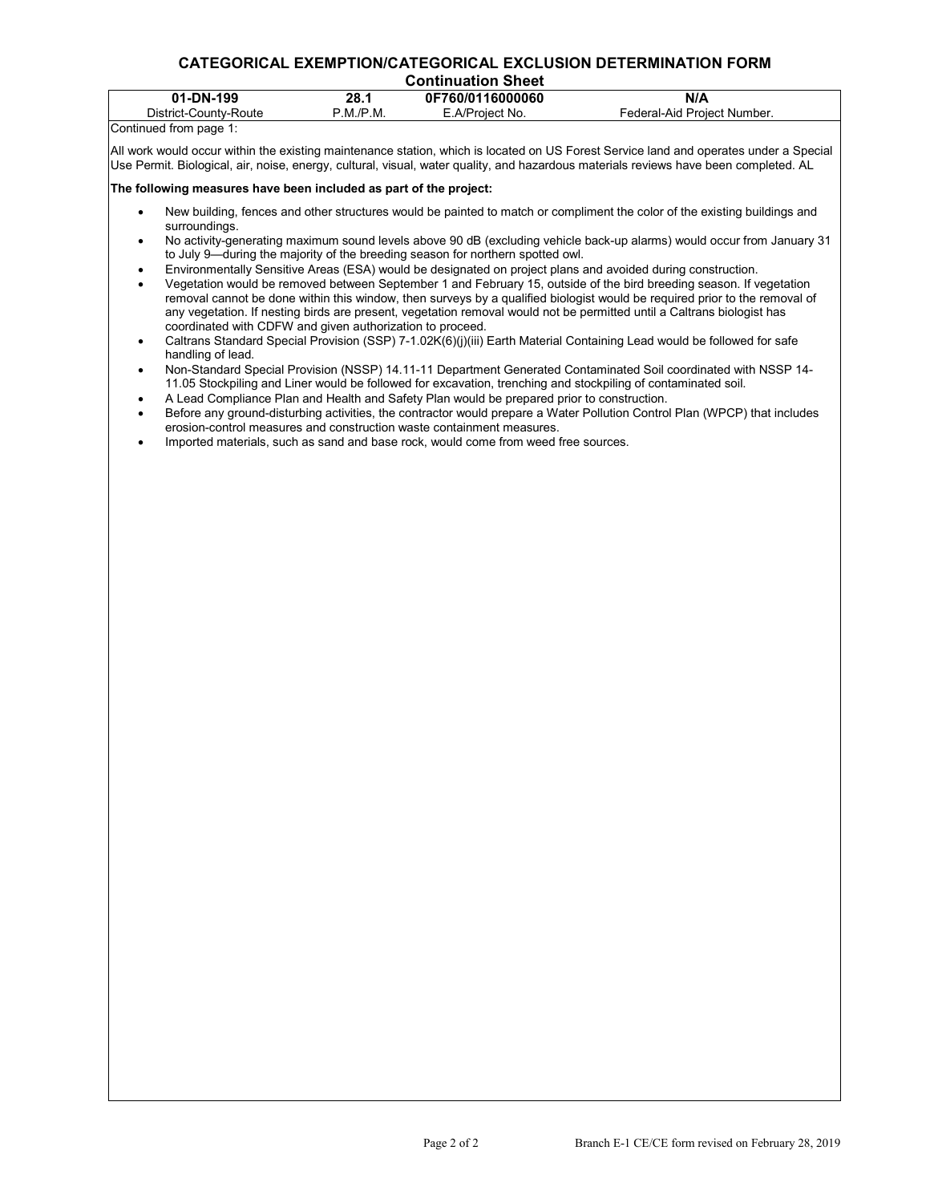## CATEGORICAL EXEMPTION/CATEGORICAL EXCLUSION DETERMINATION FORM

### Continuation Sheet

| 01-DN-199 | 28.1 | 0F760/0116000060 | N/A |
| --- | --- | --- | --- |
| District-County-Route | P.M./P.M. | E.A/Project No. | Federal-Aid Project Number. |

Continued from page 1:

All work would occur within the existing maintenance station, which is located on US Forest Service land and operates under a Special Use Permit. Biological, air, noise, energy, cultural, visual, water quality, and hazardous materials reviews have been completed. AL

**The following measures have been included as part of the project:**

- New building, fences and other structures would be painted to match or compliment the color of the existing buildings and surroundings.
- No activity-generating maximum sound levels above 90 dB (excluding vehicle back-up alarms) would occur from January 31 to July 9—during the majority of the breeding season for northern spotted owl.
- Environmentally Sensitive Areas (ESA) would be designated on project plans and avoided during construction.
- Vegetation would be removed between September 1 and February 15, outside of the bird breeding season. If vegetation removal cannot be done within this window, then surveys by a qualified biologist would be required prior to the removal of any vegetation. If nesting birds are present, vegetation removal would not be permitted until a Caltrans biologist has coordinated with CDFW and given authorization to proceed.
- Caltrans Standard Special Provision (SSP) 7-1.02K(6)(j)(iii) Earth Material Containing Lead would be followed for safe handling of lead.
- Non-Standard Special Provision (NSSP) 14.11-11 Department Generated Contaminated Soil coordinated with NSSP 14-11.05 Stockpiling and Liner would be followed for excavation, trenching and stockpiling of contaminated soil.
- A Lead Compliance Plan and Health and Safety Plan would be prepared prior to construction.
- Before any ground-disturbing activities, the contractor would prepare a Water Pollution Control Plan (WPCP) that includes erosion-control measures and construction waste containment measures.
- Imported materials, such as sand and base rock, would come from weed free sources.

Branch E-1 CE/CE form revised on February 28, 2019